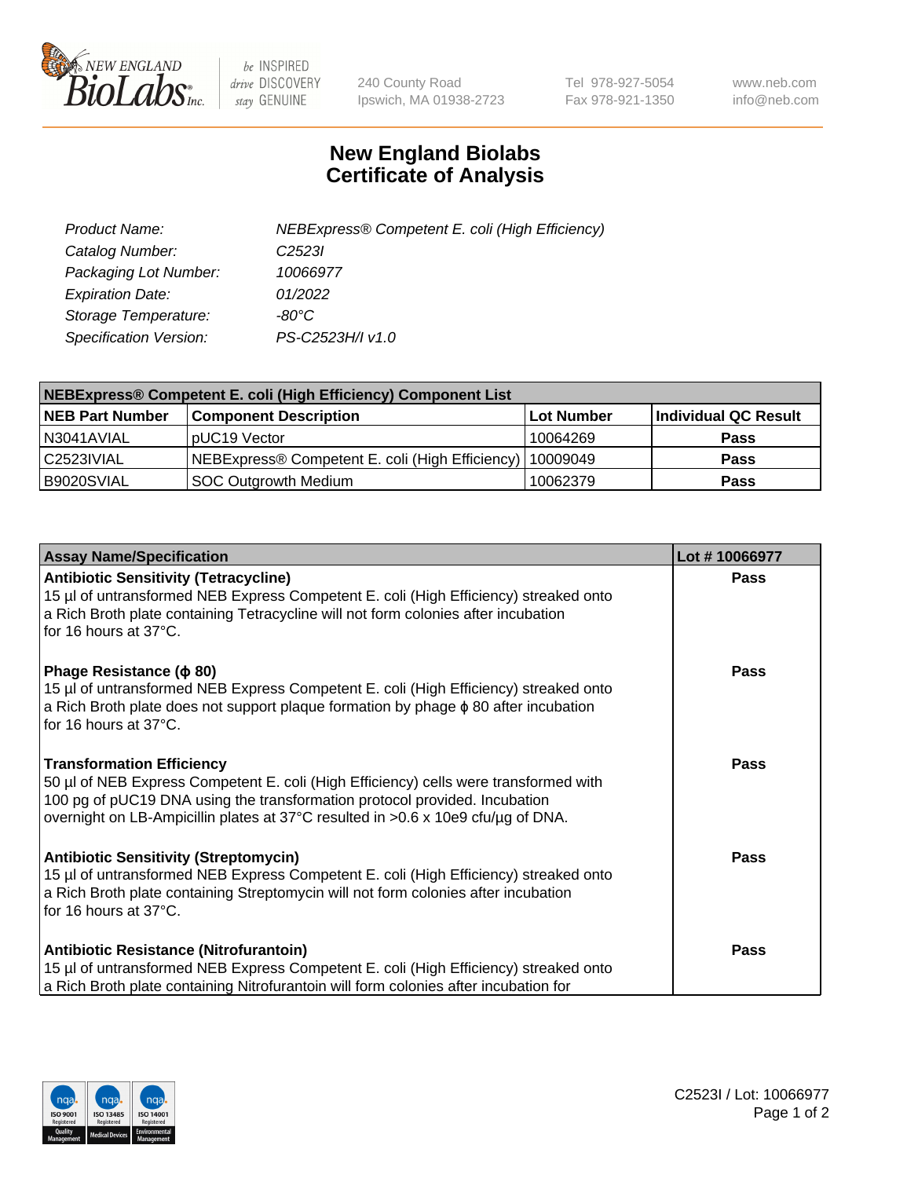# New England Biolabs Certificate of Analysis

| | |
|---|---|
| *Product Name:* | *NEBExpress® Competent E. coli (High Efficiency)* |
| *Catalog Number:* | *C2523I* |
| *Packaging Lot Number:* | *10066977* |
| *Expiration Date:* | *01/2022* |
| *Storage Temperature:* | *-80°C* |
| *Specification Version:* | *PS-C2523H/I v1.0* |

| **NEBExpress® Competent E. coli (High Efficiency) Component List** | | | |
|---|---|---|---|
| **NEB Part Number** | **Component Description** | **Lot Number** | **Individual QC Result** |
| N3041AVIAL | pUC19 Vector | 10064269 | **Pass** |
| C2523IVIAL | NEBExpress® Competent E. coli (High Efficiency) | 10009049 | **Pass** |
| B9020SVIAL | SOC Outgrowth Medium | 10062379 | **Pass** |

| **Assay Name/Specification** | **Lot # 10066977** |
|---|---|
| **Antibiotic Sensitivity (Tetracycline)**<br>15 µl of untransformed NEB Express Competent E. coli (High Efficiency) streaked onto a Rich Broth plate containing Tetracycline will not form colonies after incubation for 16 hours at 37°C. | **Pass** |
| **Phage Resistance (ϕ 80)**<br>15 µl of untransformed NEB Express Competent E. coli (High Efficiency) streaked onto a Rich Broth plate does not support plaque formation by phage ϕ 80 after incubation for 16 hours at 37°C. | **Pass** |
| **Transformation Efficiency**<br>50 µl of NEB Express Competent E. coli (High Efficiency) cells were transformed with 100 pg of pUC19 DNA using the transformation protocol provided. Incubation overnight on LB-Ampicillin plates at 37°C resulted in >0.6 x 10e9 cfu/µg of DNA. | **Pass** |
| **Antibiotic Sensitivity (Streptomycin)**<br>15 µl of untransformed NEB Express Competent E. coli (High Efficiency) streaked onto a Rich Broth plate containing Streptomycin will not form colonies after incubation for 16 hours at 37°C. | **Pass** |
| **Antibiotic Resistance (Nitrofurantoin)**<br>15 µl of untransformed NEB Express Competent E. coli (High Efficiency) streaked onto a Rich Broth plate containing Nitrofurantoin will form colonies after incubation for | **Pass** |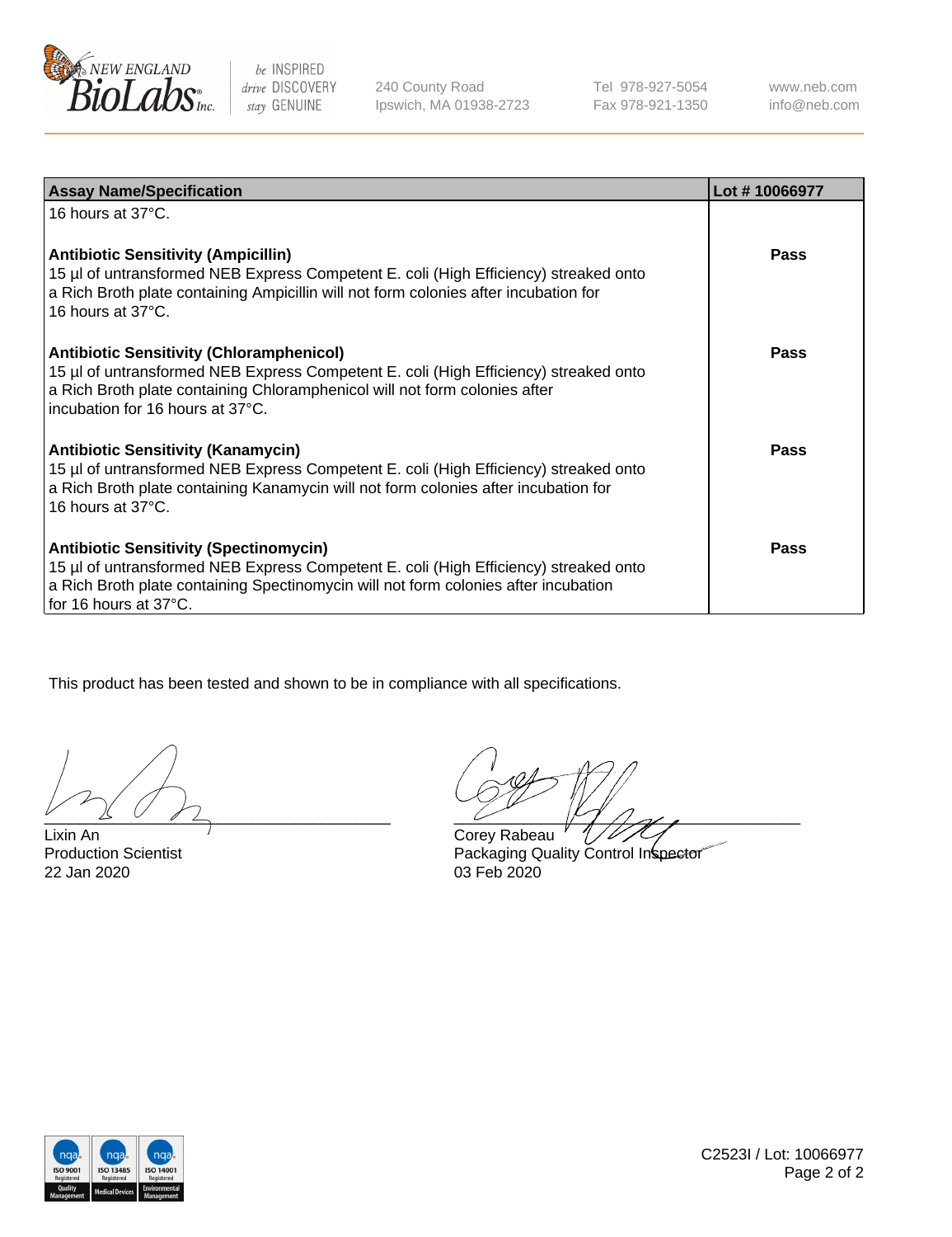| Assay Name/Specification | Lot # 10066977 |
| --- | --- |
| 16 hours at 37°C. | |
| **Antibiotic Sensitivity (Ampicillin)**<br>15 µl of untransformed NEB Express Competent E. coli (High Efficiency) streaked onto a Rich Broth plate containing Ampicillin will not form colonies after incubation for 16 hours at 37°C. | **Pass** |
| **Antibiotic Sensitivity (Chloramphenicol)**<br>15 µl of untransformed NEB Express Competent E. coli (High Efficiency) streaked onto a Rich Broth plate containing Chloramphenicol will not form colonies after incubation for 16 hours at 37°C. | **Pass** |
| **Antibiotic Sensitivity (Kanamycin)**<br>15 µl of untransformed NEB Express Competent E. coli (High Efficiency) streaked onto a Rich Broth plate containing Kanamycin will not form colonies after incubation for 16 hours at 37°C. | **Pass** |
| **Antibiotic Sensitivity (Spectinomycin)**<br>15 µl of untransformed NEB Express Competent E. coli (High Efficiency) streaked onto a Rich Broth plate containing Spectinomycin will not form colonies after incubation for 16 hours at 37°C. | **Pass** |

This product has been tested and shown to be in compliance with all specifications.

Lixin An
Production Scientist
22 Jan 2020

Corey Rabeau
Packaging Quality Control Inspector
03 Feb 2020

C2523I / Lot: 10066977